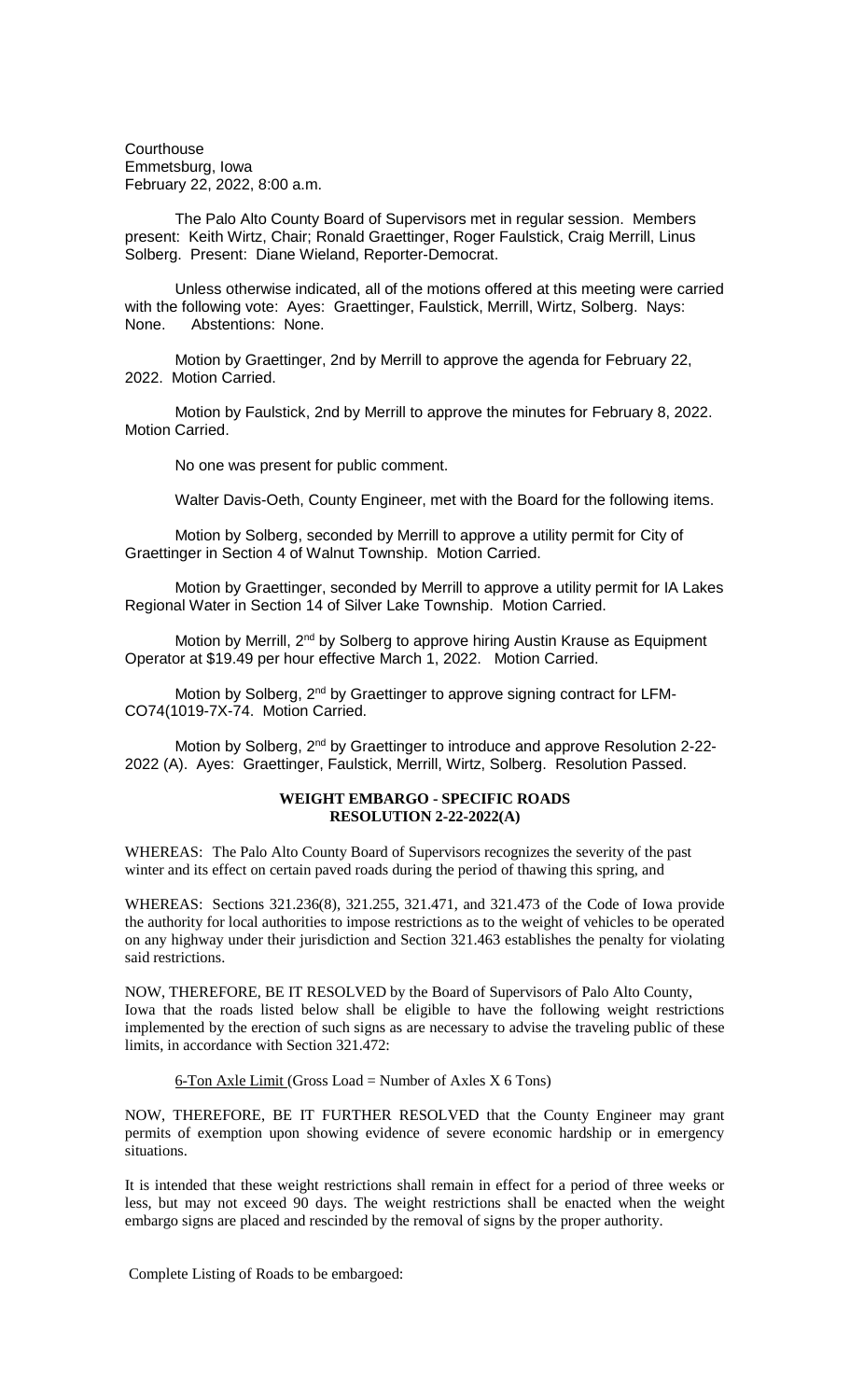Courthouse
Emmetsburg, Iowa
February 22, 2022, 8:00 a.m.

The Palo Alto County Board of Supervisors met in regular session. Members present: Keith Wirtz, Chair; Ronald Graettinger, Roger Faulstick, Craig Merrill, Linus Solberg. Present: Diane Wieland, Reporter-Democrat.

Unless otherwise indicated, all of the motions offered at this meeting were carried with the following vote: Ayes: Graettinger, Faulstick, Merrill, Wirtz, Solberg. Nays: None. Abstentions: None.

Motion by Graettinger, 2nd by Merrill to approve the agenda for February 22, 2022. Motion Carried.

Motion by Faulstick, 2nd by Merrill to approve the minutes for February 8, 2022. Motion Carried.

No one was present for public comment.

Walter Davis-Oeth, County Engineer, met with the Board for the following items.

Motion by Solberg, seconded by Merrill to approve a utility permit for City of Graettinger in Section 4 of Walnut Township. Motion Carried.

Motion by Graettinger, seconded by Merrill to approve a utility permit for IA Lakes Regional Water in Section 14 of Silver Lake Township. Motion Carried.

Motion by Merrill, 2nd by Solberg to approve hiring Austin Krause as Equipment Operator at $19.49 per hour effective March 1, 2022. Motion Carried.

Motion by Solberg, 2nd by Graettinger to approve signing contract for LFM-CO74(1019-7X-74. Motion Carried.

Motion by Solberg, 2nd by Graettinger to introduce and approve Resolution 2-22-2022 (A). Ayes: Graettinger, Faulstick, Merrill, Wirtz, Solberg. Resolution Passed.

**WEIGHT EMBARGO - SPECIFIC ROADS**
**RESOLUTION 2-22-2022(A)**

WHEREAS: The Palo Alto County Board of Supervisors recognizes the severity of the past winter and its effect on certain paved roads during the period of thawing this spring, and

WHEREAS: Sections 321.236(8), 321.255, 321.471, and 321.473 of the Code of Iowa provide the authority for local authorities to impose restrictions as to the weight of vehicles to be operated on any highway under their jurisdiction and Section 321.463 establishes the penalty for violating said restrictions.

NOW, THEREFORE, BE IT RESOLVED by the Board of Supervisors of Palo Alto County, Iowa that the roads listed below shall be eligible to have the following weight restrictions implemented by the erection of such signs as are necessary to advise the traveling public of these limits, in accordance with Section 321.472:

6-Ton Axle Limit (Gross Load = Number of Axles X 6 Tons)

NOW, THEREFORE, BE IT FURTHER RESOLVED that the County Engineer may grant permits of exemption upon showing evidence of severe economic hardship or in emergency situations.

It is intended that these weight restrictions shall remain in effect for a period of three weeks or less, but may not exceed 90 days. The weight restrictions shall be enacted when the weight embargo signs are placed and rescinded by the removal of signs by the proper authority.

Complete Listing of Roads to be embargoed: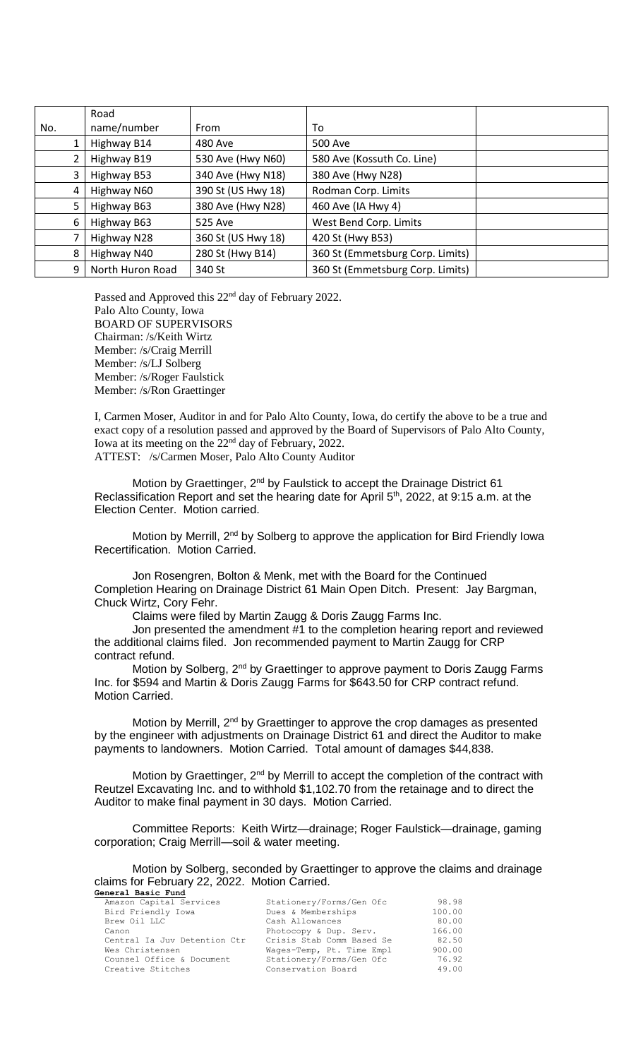| No. | Road name/number | From | To | |
|---|---|---|---|---|
| 1 | Highway B14 | 480 Ave | 500 Ave | |
| 2 | Highway B19 | 530 Ave (Hwy N60) | 580 Ave (Kossuth Co. Line) | |
| 3 | Highway B53 | 340 Ave (Hwy N18) | 380 Ave (Hwy N28) | |
| 4 | Highway N60 | 390 St (US Hwy 18) | Rodman Corp. Limits | |
| 5 | Highway B63 | 380 Ave (Hwy N28) | 460 Ave (IA Hwy 4) | |
| 6 | Highway B63 | 525 Ave | West Bend Corp. Limits | |
| 7 | Highway N28 | 360 St (US Hwy 18) | 420 St (Hwy B53) | |
| 8 | Highway N40 | 280 St (Hwy B14) | 360 St (Emmetsburg Corp. Limits) | |
| 9 | North Huron Road | 340 St | 360 St (Emmetsburg Corp. Limits) | |

Passed and Approved this 22nd day of February 2022.
Palo Alto County, Iowa
BOARD OF SUPERVISORS
Chairman: /s/Keith Wirtz
Member: /s/Craig Merrill
Member: /s/LJ Solberg
Member: /s/Roger Faulstick
Member: /s/Ron Graettinger

I, Carmen Moser, Auditor in and for Palo Alto County, Iowa, do certify the above to be a true and exact copy of a resolution passed and approved by the Board of Supervisors of Palo Alto County, Iowa at its meeting on the 22nd day of February, 2022.
ATTEST: /s/Carmen Moser, Palo Alto County Auditor

Motion by Graettinger, 2nd by Faulstick to accept the Drainage District 61 Reclassification Report and set the hearing date for April 5th, 2022, at 9:15 a.m. at the Election Center. Motion carried.

Motion by Merrill, 2nd by Solberg to approve the application for Bird Friendly Iowa Recertification. Motion Carried.

Jon Rosengren, Bolton & Menk, met with the Board for the Continued Completion Hearing on Drainage District 61 Main Open Ditch. Present: Jay Bargman, Chuck Wirtz, Cory Fehr.

Claims were filed by Martin Zaugg & Doris Zaugg Farms Inc.

Jon presented the amendment #1 to the completion hearing report and reviewed the additional claims filed. Jon recommended payment to Martin Zaugg for CRP contract refund.

Motion by Solberg, 2nd by Graettinger to approve payment to Doris Zaugg Farms Inc. for $594 and Martin & Doris Zaugg Farms for $643.50 for CRP contract refund. Motion Carried.

Motion by Merrill, 2nd by Graettinger to approve the crop damages as presented by the engineer with adjustments on Drainage District 61 and direct the Auditor to make payments to landowners. Motion Carried. Total amount of damages $44,838.

Motion by Graettinger, 2nd by Merrill to accept the completion of the contract with Reutzel Excavating Inc. and to withhold $1,102.70 from the retainage and to direct the Auditor to make final payment in 30 days. Motion Carried.

Committee Reports: Keith Wirtz—drainage; Roger Faulstick—drainage, gaming corporation; Craig Merrill—soil & water meeting.

Motion by Solberg, seconded by Graettinger to approve the claims and drainage claims for February 22, 2022. Motion Carried.

**General Basic Fund**

| | | |
|---|---|---|
| Amazon Capital Services | Stationery/Forms/Gen Ofc | 98.98 |
| Bird Friendly Iowa | Dues & Memberships | 100.00 |
| Brew Oil LLC | Cash Allowances | 80.00 |
| Canon | Photocopy & Dup. Serv. | 166.00 |
| Central Ia Juv Detention Ctr | Crisis Stab Comm Based Se | 82.50 |
| Wes Christensen | Wages-Temp, Pt. Time Empl | 900.00 |
| Counsel Office & Document | Stationery/Forms/Gen Ofc | 76.92 |
| Creative Stitches | Conservation Board | 49.00 |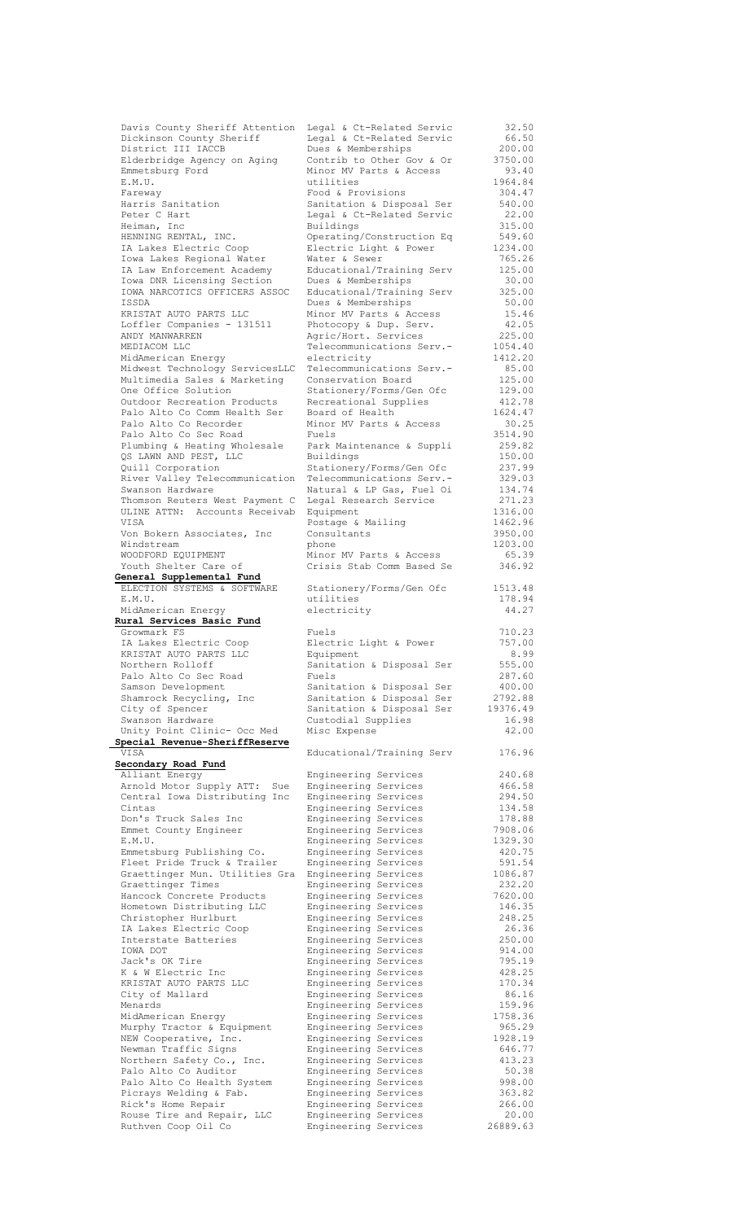| | | |
|---|---|---|
| Davis County Sheriff Attention | Legal & Ct-Related Servic | 32.50 |
| Dickinson County Sheriff | Legal & Ct-Related Servic | 66.50 |
| District III IACCB | Dues & Memberships | 200.00 |
| Elderbridge Agency on Aging | Contrib to Other Gov & Or | 3750.00 |
| Emmetsburg Ford | Minor MV Parts & Access | 93.40 |
| E.M.U. | utilities | 1964.84 |
| Fareway | Food & Provisions | 304.47 |
| Harris Sanitation | Sanitation & Disposal Ser | 540.00 |
| Peter C Hart | Legal & Ct-Related Servic | 22.00 |
| Heiman, Inc | Buildings | 315.00 |
| HENNING RENTAL, INC. | Operating/Construction Eq | 549.60 |
| IA Lakes Electric Coop | Electric Light & Power | 1234.00 |
| Iowa Lakes Regional Water | Water & Sewer | 765.26 |
| IA Law Enforcement Academy | Educational/Training Serv | 125.00 |
| Iowa DNR Licensing Section | Dues & Memberships | 30.00 |
| IOWA NARCOTICS OFFICERS ASSOC | Educational/Training Serv | 325.00 |
| ISSDA | Dues & Memberships | 50.00 |
| KRISTAT AUTO PARTS LLC | Minor MV Parts & Access | 15.46 |
| Loffler Companies - 131511 | Photocopy & Dup. Serv. | 42.05 |
| ANDY MANWARREN | Agric/Hort. Services | 225.00 |
| MEDIACOM LLC | Telecommunications Serv.- | 1054.40 |
| MidAmerican Energy | electricity | 1412.20 |
| Midwest Technology ServicesLLC | Telecommunications Serv.- | 85.00 |
| Multimedia Sales & Marketing | Conservation Board | 125.00 |
| One Office Solution | Stationery/Forms/Gen Ofc | 129.00 |
| Outdoor Recreation Products | Recreational Supplies | 412.78 |
| Palo Alto Co Comm Health Ser | Board of Health | 1624.47 |
| Palo Alto Co Recorder | Minor MV Parts & Access | 30.25 |
| Palo Alto Co Sec Road | Fuels | 3514.90 |
| Plumbing & Heating Wholesale | Park Maintenance & Suppli | 259.82 |
| QS LAWN AND PEST, LLC | Buildings | 150.00 |
| Quill Corporation | Stationery/Forms/Gen Ofc | 237.99 |
| River Valley Telecommunication | Telecommunications Serv.- | 329.03 |
| Swanson Hardware | Natural & LP Gas, Fuel Oi | 134.74 |
| Thomson Reuters West Payment C | Legal Research Service | 271.23 |
| ULINE ATTN: Accounts Receivab | Equipment | 1316.00 |
| VISA | Postage & Mailing | 1462.96 |
| Von Bokern Associates, Inc | Consultants | 3950.00 |
| Windstream | phone | 1203.00 |
| WOODFORD EQUIPMENT | Minor MV Parts & Access | 65.39 |
| Youth Shelter Care of | Crisis Stab Comm Based Se | 346.92 |
| **General Supplemental Fund** | | |
| ELECTION SYSTEMS & SOFTWARE | Stationery/Forms/Gen Ofc | 1513.48 |
| E.M.U. | utilities | 178.94 |
| MidAmerican Energy | electricity | 44.27 |
| **Rural Services Basic Fund** | | |
| Growmark FS | Fuels | 710.23 |
| IA Lakes Electric Coop | Electric Light & Power | 757.00 |
| KRISTAT AUTO PARTS LLC | Equipment | 8.99 |
| Northern Rolloff | Sanitation & Disposal Ser | 555.00 |
| Palo Alto Co Sec Road | Fuels | 287.60 |
| Samson Development | Sanitation & Disposal Ser | 400.00 |
| Shamrock Recycling, Inc | Sanitation & Disposal Ser | 2792.88 |
| City of Spencer | Sanitation & Disposal Ser | 19376.49 |
| Swanson Hardware | Custodial Supplies | 16.98 |
| Unity Point Clinic- Occ Med | Misc Expense | 42.00 |
| **Special Revenue-SheriffReserve** | | |
| VISA | Educational/Training Serv | 176.96 |
| **Secondary Road Fund** | | |
| Alliant Energy | Engineering Services | 240.68 |
| Arnold Motor Supply ATT: Sue | Engineering Services | 466.58 |
| Central Iowa Distributing Inc | Engineering Services | 294.50 |
| Cintas | Engineering Services | 134.58 |
| Don's Truck Sales Inc | Engineering Services | 178.88 |
| Emmet County Engineer | Engineering Services | 7908.06 |
| E.M.U. | Engineering Services | 1329.30 |
| Emmetsburg Publishing Co. | Engineering Services | 420.75 |
| Fleet Pride Truck & Trailer | Engineering Services | 591.54 |
| Graettinger Mun. Utilities Gra | Engineering Services | 1086.87 |
| Graettinger Times | Engineering Services | 232.20 |
| Hancock Concrete Products | Engineering Services | 7620.00 |
| Hometown Distributing LLC | Engineering Services | 146.35 |
| Christopher Hurlburt | Engineering Services | 248.25 |
| IA Lakes Electric Coop | Engineering Services | 26.36 |
| Interstate Batteries | Engineering Services | 250.00 |
| IOWA DOT | Engineering Services | 914.00 |
| Jack's OK Tire | Engineering Services | 795.19 |
| K & W Electric Inc | Engineering Services | 428.25 |
| KRISTAT AUTO PARTS LLC | Engineering Services | 170.34 |
| City of Mallard | Engineering Services | 86.16 |
| Menards | Engineering Services | 159.96 |
| MidAmerican Energy | Engineering Services | 1758.36 |
| Murphy Tractor & Equipment | Engineering Services | 965.29 |
| NEW Cooperative, Inc. | Engineering Services | 1928.19 |
| Newman Traffic Signs | Engineering Services | 646.77 |
| Northern Safety Co., Inc. | Engineering Services | 413.23 |
| Palo Alto Co Auditor | Engineering Services | 50.38 |
| Palo Alto Co Health System | Engineering Services | 998.00 |
| Picrays Welding & Fab. | Engineering Services | 363.82 |
| Rick's Home Repair | Engineering Services | 266.00 |
| Rouse Tire and Repair, LLC | Engineering Services | 20.00 |
| Ruthven Coop Oil Co | Engineering Services | 26889.63 |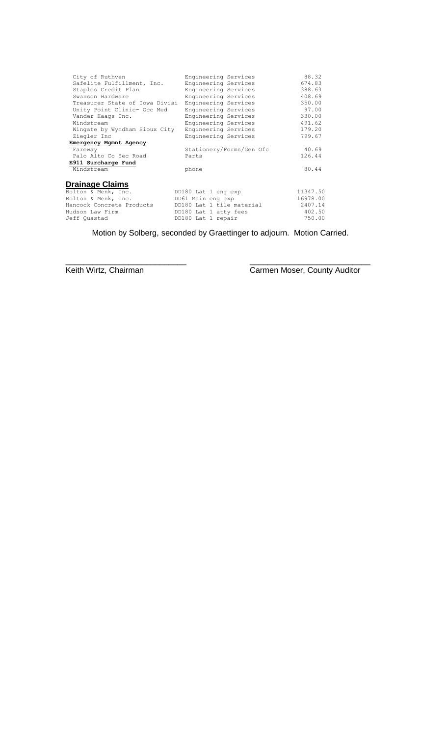| | | |
|---|---|---|
| City of Ruthven | Engineering Services | 88.32 |
| Safelite Fulfillment, Inc. | Engineering Services | 674.83 |
| Staples Credit Plan | Engineering Services | 388.63 |
| Swanson Hardware | Engineering Services | 408.69 |
| Treasurer State of Iowa Divisi | Engineering Services | 350.00 |
| Unity Point Clinic- Occ Med | Engineering Services | 97.00 |
| Vander Haags Inc. | Engineering Services | 330.00 |
| Windstream | Engineering Services | 491.62 |
| Wingate by Wyndham Sioux City | Engineering Services | 179.20 |
| Ziegler Inc | Engineering Services | 799.67 |
| **Emergency Mgmnt Agency** | | |
| Fareway | Stationery/Forms/Gen Ofc | 40.69 |
| Palo Alto Co Sec Road | Parts | 126.44 |
| **E911 Surcharge Fund** | | |
| Windstream | phone | 80.44 |

**Drainage Claims**

| | | |
|---|---|---|
| Bolton & Menk, Inc. | DD180 Lat 1 eng exp | 11347.50 |
| Bolton & Menk, Inc. | DD61 Main eng exp | 16978.00 |
| Hancock Concrete Products | DD180 Lat 1 tile material | 2407.14 |
| Hudson Law Firm | DD180 Lat 1 atty fees | 402.50 |
| Jeff Quastad | DD180 Lat 1 repair | 750.00 |

Motion by Solberg, seconded by Graettinger to adjourn. Motion Carried.

\_\_\_\_\_\_\_\_\_\_\_\_\_\_\_\_\_\_\_\_\_\_\_\_\_\_\_
Keith Wirtz, Chairman

\_\_\_\_\_\_\_\_\_\_\_\_\_\_\_\_\_\_\_\_\_\_\_\_\_\_\_
Carmen Moser, County Auditor